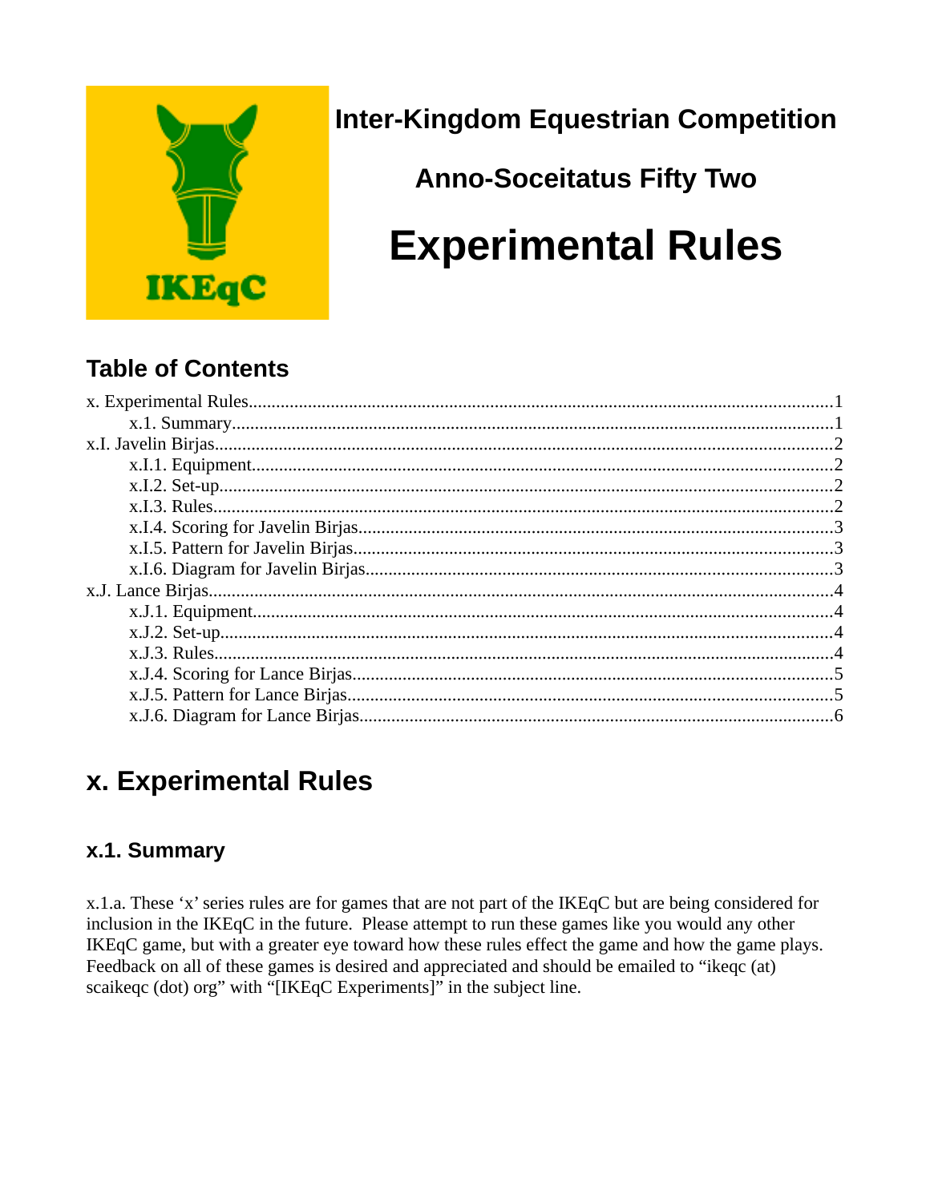# Inter-Kingdom Equestrian Competition

## Anno-Soceitatus Fifty Two

# Experimental Rules

## Table of Contents

x. Experimental Rules....1
  x.1. Summary....1
x.I. Javelin Birjas....2
  x.I.1. Equipment....2
  x.I.2. Set-up....2
  x.I.3. Rules....2
  x.I.4. Scoring for Javelin Birjas....3
  x.I.5. Pattern for Javelin Birjas....3
  x.I.6. Diagram for Javelin Birjas....3
x.J. Lance Birjas....4
  x.J.1. Equipment....4
  x.J.2. Set-up....4
  x.J.3. Rules....4
  x.J.4. Scoring for Lance Birjas....5
  x.J.5. Pattern for Lance Birjas....5
  x.J.6. Diagram for Lance Birjas....6

# x. Experimental Rules

### x.1. Summary

x.1.a. These 'x' series rules are for games that are not part of the IKEqC but are being considered for inclusion in the IKEqC in the future. Please attempt to run these games like you would any other IKEqC game, but with a greater eye toward how these rules effect the game and how the game plays. Feedback on all of these games is desired and appreciated and should be emailed to "ikeqc (at) scaikeqc (dot) org" with "[IKEqC Experiments]" in the subject line.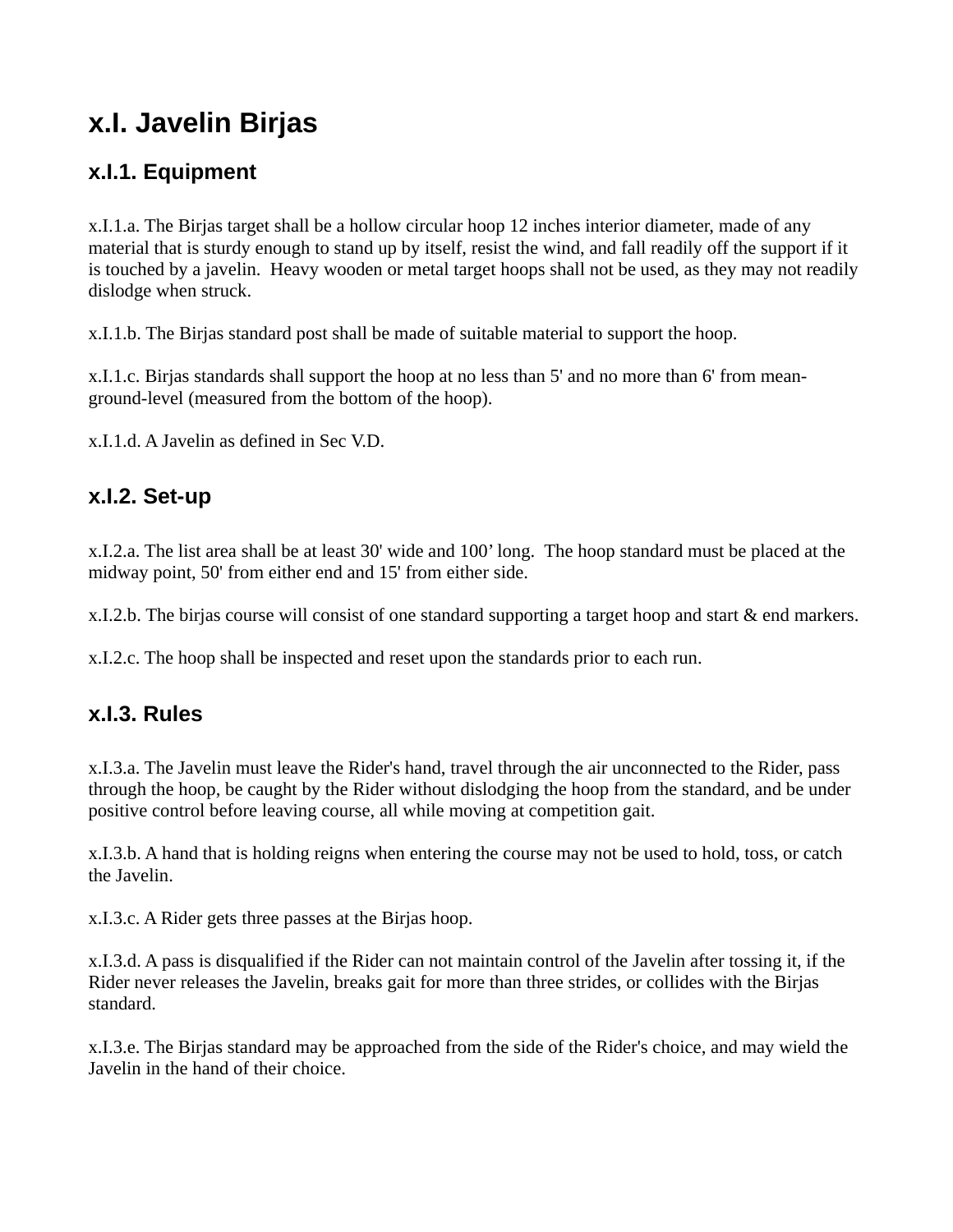# x.I. Javelin Birjas

## x.I.1. Equipment

x.I.1.a. The Birjas target shall be a hollow circular hoop 12 inches interior diameter, made of any material that is sturdy enough to stand up by itself, resist the wind, and fall readily off the support if it is touched by a javelin.  Heavy wooden or metal target hoops shall not be used, as they may not readily dislodge when struck.

x.I.1.b. The Birjas standard post shall be made of suitable material to support the hoop.

x.I.1.c. Birjas standards shall support the hoop at no less than 5' and no more than 6' from mean-ground-level (measured from the bottom of the hoop).

x.I.1.d. A Javelin as defined in Sec V.D.

## x.I.2. Set-up

x.I.2.a. The list area shall be at least 30' wide and 100’ long.  The hoop standard must be placed at the midway point, 50' from either end and 15' from either side.

x.I.2.b. The birjas course will consist of one standard supporting a target hoop and start & end markers.

x.I.2.c. The hoop shall be inspected and reset upon the standards prior to each run.

## x.I.3. Rules

x.I.3.a. The Javelin must leave the Rider's hand, travel through the air unconnected to the Rider, pass through the hoop, be caught by the Rider without dislodging the hoop from the standard, and be under positive control before leaving course, all while moving at competition gait.

x.I.3.b. A hand that is holding reigns when entering the course may not be used to hold, toss, or catch the Javelin.

x.I.3.c. A Rider gets three passes at the Birjas hoop.

x.I.3.d. A pass is disqualified if the Rider can not maintain control of the Javelin after tossing it, if the Rider never releases the Javelin, breaks gait for more than three strides, or collides with the Birjas standard.

x.I.3.e. The Birjas standard may be approached from the side of the Rider's choice, and may wield the Javelin in the hand of their choice.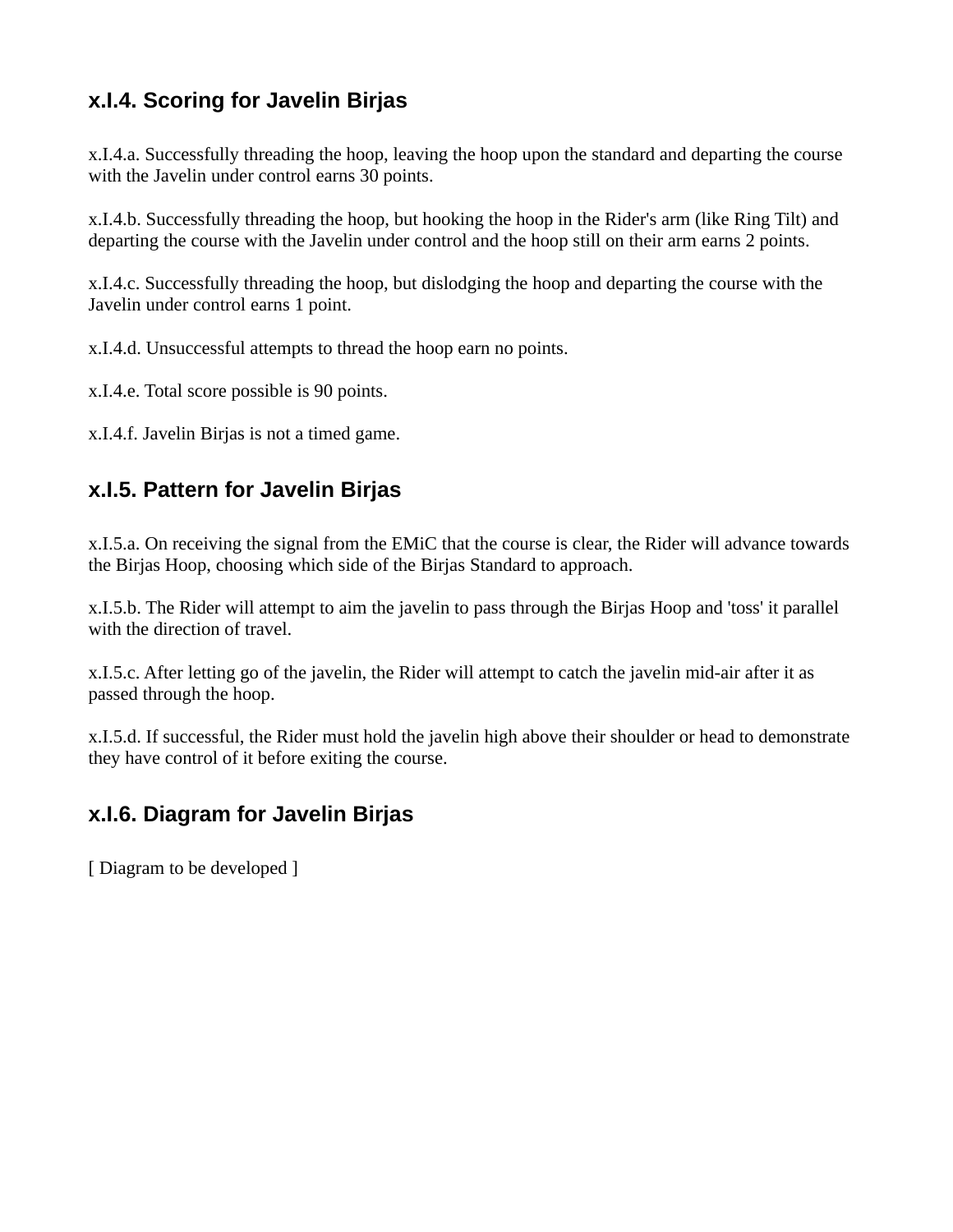### x.I.4. Scoring for Javelin Birjas

x.I.4.a. Successfully threading the hoop, leaving the hoop upon the standard and departing the course with the Javelin under control earns 30 points.

x.I.4.b. Successfully threading the hoop, but hooking the hoop in the Rider's arm (like Ring Tilt) and departing the course with the Javelin under control and the hoop still on their arm earns 2 points.

x.I.4.c. Successfully threading the hoop, but dislodging the hoop and departing the course with the Javelin under control earns 1 point.

x.I.4.d. Unsuccessful attempts to thread the hoop earn no points.

x.I.4.e. Total score possible is 90 points.

x.I.4.f. Javelin Birjas is not a timed game.

### x.I.5. Pattern for Javelin Birjas

x.I.5.a. On receiving the signal from the EMiC that the course is clear, the Rider will advance towards the Birjas Hoop, choosing which side of the Birjas Standard to approach.

x.I.5.b. The Rider will attempt to aim the javelin to pass through the Birjas Hoop and 'toss' it parallel with the direction of travel.

x.I.5.c. After letting go of the javelin, the Rider will attempt to catch the javelin mid-air after it as passed through the hoop.

x.I.5.d. If successful, the Rider must hold the javelin high above their shoulder or head to demonstrate they have control of it before exiting the course.

### x.I.6. Diagram for Javelin Birjas

[ Diagram to be developed ]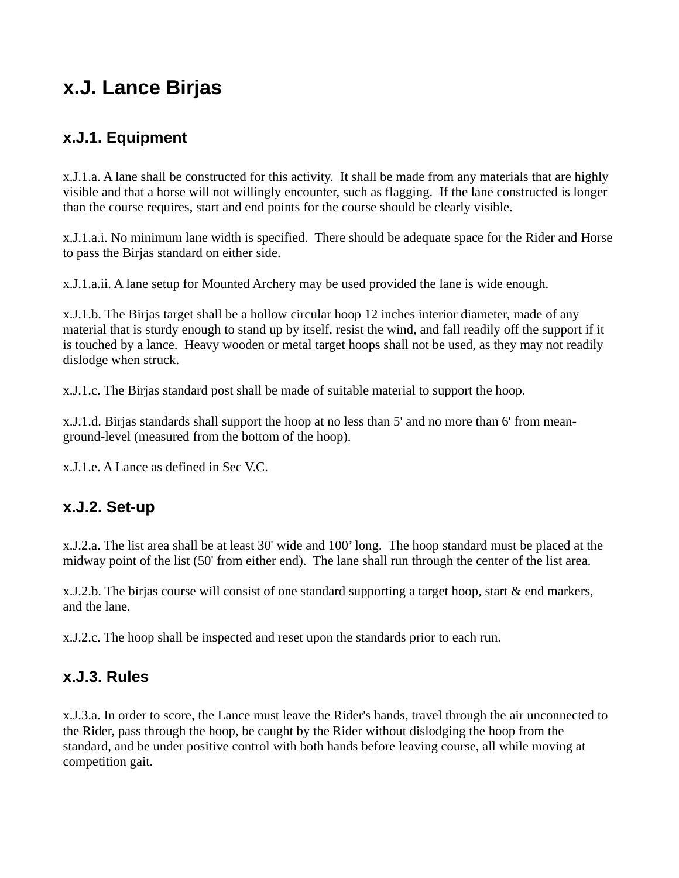# x.J. Lance Birjas

## x.J.1. Equipment

x.J.1.a. A lane shall be constructed for this activity.  It shall be made from any materials that are highly visible and that a horse will not willingly encounter, such as flagging.  If the lane constructed is longer than the course requires, start and end points for the course should be clearly visible.

x.J.1.a.i. No minimum lane width is specified.  There should be adequate space for the Rider and Horse to pass the Birjas standard on either side.

x.J.1.a.ii. A lane setup for Mounted Archery may be used provided the lane is wide enough.

x.J.1.b. The Birjas target shall be a hollow circular hoop 12 inches interior diameter, made of any material that is sturdy enough to stand up by itself, resist the wind, and fall readily off the support if it is touched by a lance.  Heavy wooden or metal target hoops shall not be used, as they may not readily dislodge when struck.

x.J.1.c. The Birjas standard post shall be made of suitable material to support the hoop.

x.J.1.d. Birjas standards shall support the hoop at no less than 5' and no more than 6' from mean-ground-level (measured from the bottom of the hoop).

x.J.1.e. A Lance as defined in Sec V.C.

## x.J.2. Set-up

x.J.2.a. The list area shall be at least 30' wide and 100' long.  The hoop standard must be placed at the midway point of the list (50' from either end).  The lane shall run through the center of the list area.

x.J.2.b. The birjas course will consist of one standard supporting a target hoop, start & end markers, and the lane.

x.J.2.c. The hoop shall be inspected and reset upon the standards prior to each run.

## x.J.3. Rules

x.J.3.a. In order to score, the Lance must leave the Rider's hands, travel through the air unconnected to the Rider, pass through the hoop, be caught by the Rider without dislodging the hoop from the standard, and be under positive control with both hands before leaving course, all while moving at competition gait.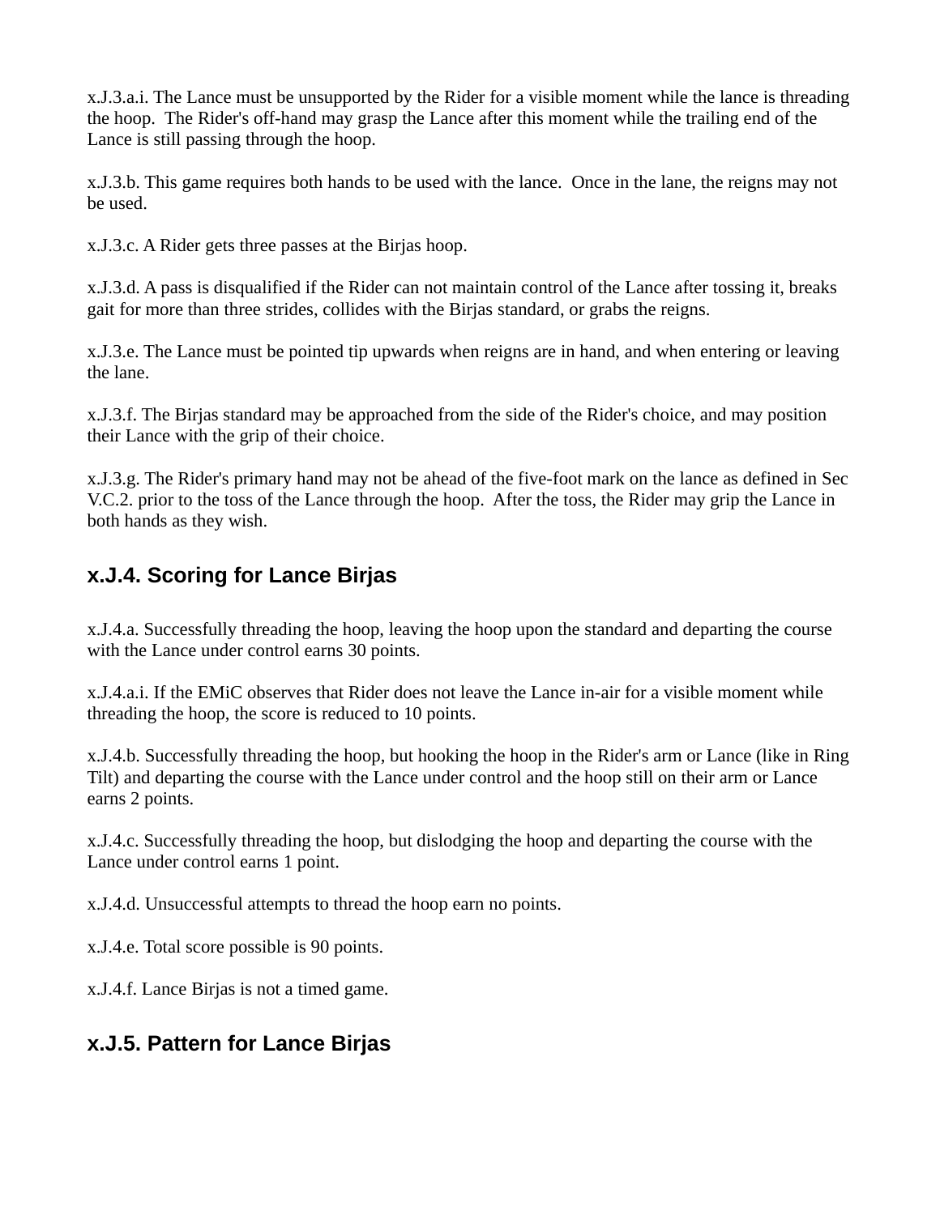x.J.3.a.i. The Lance must be unsupported by the Rider for a visible moment while the lance is threading the hoop.  The Rider's off-hand may grasp the Lance after this moment while the trailing end of the Lance is still passing through the hoop.

x.J.3.b. This game requires both hands to be used with the lance.  Once in the lane, the reigns may not be used.

x.J.3.c. A Rider gets three passes at the Birjas hoop.

x.J.3.d. A pass is disqualified if the Rider can not maintain control of the Lance after tossing it, breaks gait for more than three strides, collides with the Birjas standard, or grabs the reigns.

x.J.3.e. The Lance must be pointed tip upwards when reigns are in hand, and when entering or leaving the lane.

x.J.3.f. The Birjas standard may be approached from the side of the Rider's choice, and may position their Lance with the grip of their choice.

x.J.3.g. The Rider's primary hand may not be ahead of the five-foot mark on the lance as defined in Sec V.C.2. prior to the toss of the Lance through the hoop.  After the toss, the Rider may grip the Lance in both hands as they wish.

## x.J.4. Scoring for Lance Birjas

x.J.4.a. Successfully threading the hoop, leaving the hoop upon the standard and departing the course with the Lance under control earns 30 points.

x.J.4.a.i. If the EMiC observes that Rider does not leave the Lance in-air for a visible moment while threading the hoop, the score is reduced to 10 points.

x.J.4.b. Successfully threading the hoop, but hooking the hoop in the Rider's arm or Lance (like in Ring Tilt) and departing the course with the Lance under control and the hoop still on their arm or Lance earns 2 points.

x.J.4.c. Successfully threading the hoop, but dislodging the hoop and departing the course with the Lance under control earns 1 point.

x.J.4.d. Unsuccessful attempts to thread the hoop earn no points.

x.J.4.e. Total score possible is 90 points.

x.J.4.f. Lance Birjas is not a timed game.

## x.J.5. Pattern for Lance Birjas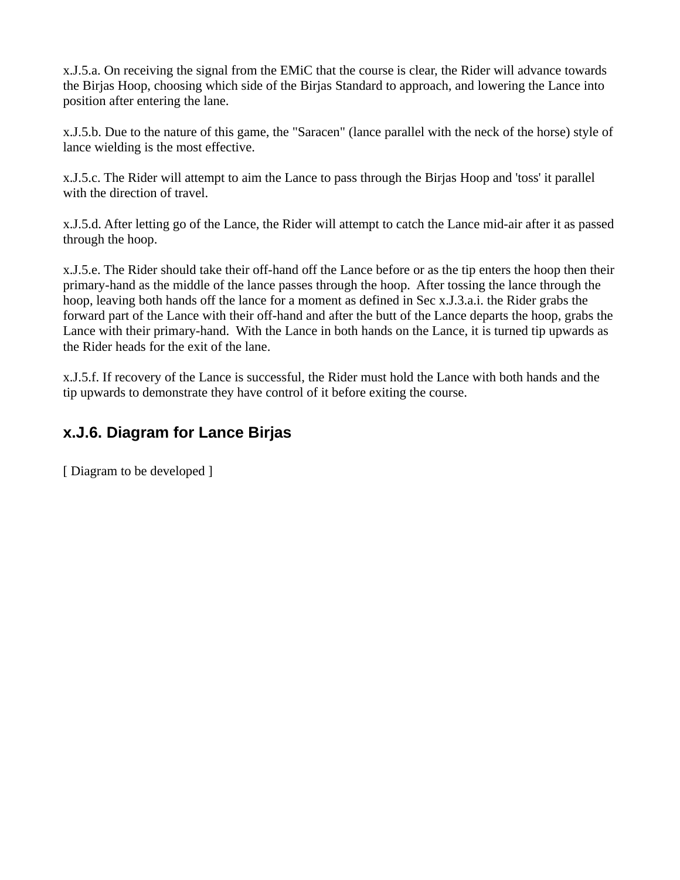x.J.5.a. On receiving the signal from the EMiC that the course is clear, the Rider will advance towards the Birjas Hoop, choosing which side of the Birjas Standard to approach, and lowering the Lance into position after entering the lane.

x.J.5.b. Due to the nature of this game, the "Saracen" (lance parallel with the neck of the horse) style of lance wielding is the most effective.

x.J.5.c. The Rider will attempt to aim the Lance to pass through the Birjas Hoop and 'toss' it parallel with the direction of travel.

x.J.5.d. After letting go of the Lance, the Rider will attempt to catch the Lance mid-air after it as passed through the hoop.

x.J.5.e. The Rider should take their off-hand off the Lance before or as the tip enters the hoop then their primary-hand as the middle of the lance passes through the hoop. After tossing the lance through the hoop, leaving both hands off the lance for a moment as defined in Sec x.J.3.a.i. the Rider grabs the forward part of the Lance with their off-hand and after the butt of the Lance departs the hoop, grabs the Lance with their primary-hand. With the Lance in both hands on the Lance, it is turned tip upwards as the Rider heads for the exit of the lane.

x.J.5.f. If recovery of the Lance is successful, the Rider must hold the Lance with both hands and the tip upwards to demonstrate they have control of it before exiting the course.

## x.J.6. Diagram for Lance Birjas

[ Diagram to be developed ]